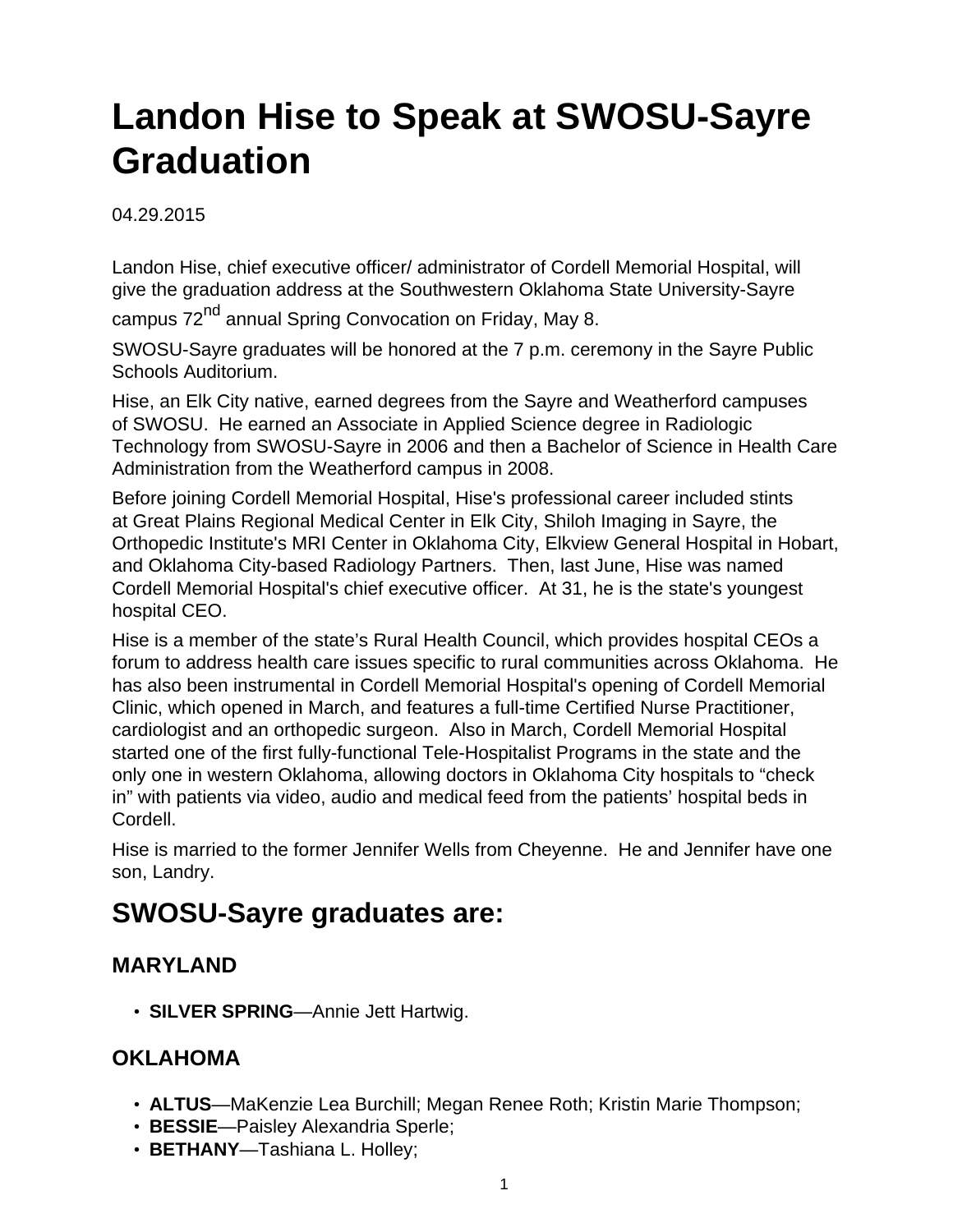# Landon Hise to Speak at SWOSU-Sayre Graduation

04.29.2015

Landon Hise, chief executive officer/ administrator of Cordell Memorial Hospital, will give the graduation address at the Southwestern Oklahoma State University-Sayre campus 72nd annual Spring Convocation on Friday, May 8.

SWOSU-Sayre graduates will be honored at the 7 p.m. ceremony in the Sayre Public Schools Auditorium.

Hise, an Elk City native, earned degrees from the Sayre and Weatherford campuses of SWOSU. He earned an Associate in Applied Science degree in Radiologic Technology from SWOSU-Sayre in 2006 and then a Bachelor of Science in Health Care Administration from the Weatherford campus in 2008.

Before joining Cordell Memorial Hospital, Hise's professional career included stints at Great Plains Regional Medical Center in Elk City, Shiloh Imaging in Sayre, the Orthopedic Institute's MRI Center in Oklahoma City, Elkview General Hospital in Hobart, and Oklahoma City-based Radiology Partners. Then, last June, Hise was named Cordell Memorial Hospital's chief executive officer. At 31, he is the state's youngest hospital CEO.

Hise is a member of the state's Rural Health Council, which provides hospital CEOs a forum to address health care issues specific to rural communities across Oklahoma. He has also been instrumental in Cordell Memorial Hospital's opening of Cordell Memorial Clinic, which opened in March, and features a full-time Certified Nurse Practitioner, cardiologist and an orthopedic surgeon. Also in March, Cordell Memorial Hospital started one of the first fully-functional Tele-Hospitalist Programs in the state and the only one in western Oklahoma, allowing doctors in Oklahoma City hospitals to "check in" with patients via video, audio and medical feed from the patients' hospital beds in Cordell.

Hise is married to the former Jennifer Wells from Cheyenne. He and Jennifer have one son, Landry.

## SWOSU-Sayre graduates are:

### MARYLAND

- **SILVER SPRING**—Annie Jett Hartwig.

### OKLAHOMA

- **ALTUS**—MaKenzie Lea Burchill; Megan Renee Roth; Kristin Marie Thompson;
- **BESSIE**—Paisley Alexandria Sperle;
- **BETHANY**—Tashiana L. Holley;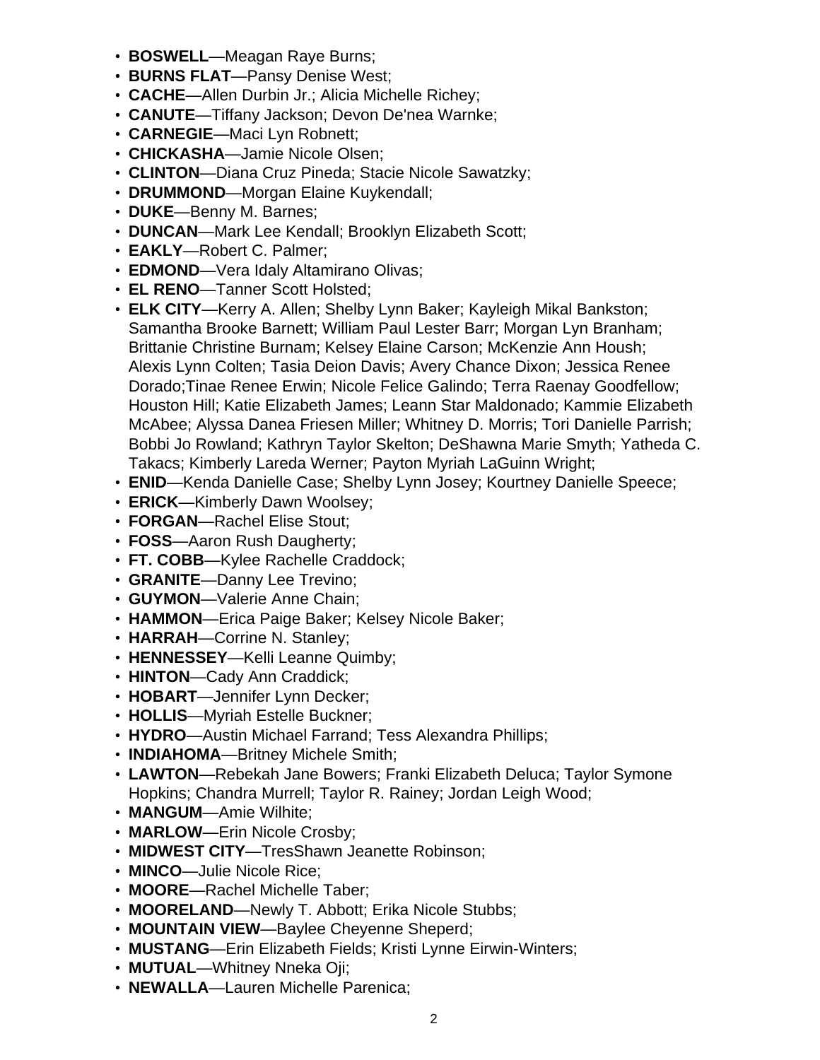- **BOSWELL**—Meagan Raye Burns;
- **BURNS FLAT**—Pansy Denise West;
- **CACHE**—Allen Durbin Jr.; Alicia Michelle Richey;
- **CANUTE**—Tiffany Jackson; Devon De'nea Warnke;
- **CARNEGIE**—Maci Lyn Robnett;
- **CHICKASHA**—Jamie Nicole Olsen;
- **CLINTON**—Diana Cruz Pineda; Stacie Nicole Sawatzky;
- **DRUMMOND**—Morgan Elaine Kuykendall;
- **DUKE**—Benny M. Barnes;
- **DUNCAN**—Mark Lee Kendall; Brooklyn Elizabeth Scott;
- **EAKLY**—Robert C. Palmer;
- **EDMOND**—Vera Idaly Altamirano Olivas;
- **EL RENO**—Tanner Scott Holsted;
- **ELK CITY**—Kerry A. Allen; Shelby Lynn Baker; Kayleigh Mikal Bankston; Samantha Brooke Barnett; William Paul Lester Barr; Morgan Lyn Branham; Brittanie Christine Burnam; Kelsey Elaine Carson; McKenzie Ann Housh; Alexis Lynn Colten; Tasia Deion Davis; Avery Chance Dixon; Jessica Renee Dorado;Tinae Renee Erwin; Nicole Felice Galindo; Terra Raenay Goodfellow; Houston Hill; Katie Elizabeth James; Leann Star Maldonado; Kammie Elizabeth McAbee; Alyssa Danea Friesen Miller; Whitney D. Morris; Tori Danielle Parrish; Bobbi Jo Rowland; Kathryn Taylor Skelton; DeShawna Marie Smyth; Yatheda C. Takacs; Kimberly Lareda Werner; Payton Myriah LaGuinn Wright;
- **ENID**—Kenda Danielle Case; Shelby Lynn Josey; Kourtney Danielle Speece;
- **ERICK**—Kimberly Dawn Woolsey;
- **FORGAN**—Rachel Elise Stout;
- **FOSS**—Aaron Rush Daugherty;
- **FT. COBB**—Kylee Rachelle Craddock;
- **GRANITE**—Danny Lee Trevino;
- **GUYMON**—Valerie Anne Chain;
- **HAMMON**—Erica Paige Baker; Kelsey Nicole Baker;
- **HARRAH**—Corrine N. Stanley;
- **HENNESSEY**—Kelli Leanne Quimby;
- **HINTON**—Cady Ann Craddick;
- **HOBART**—Jennifer Lynn Decker;
- **HOLLIS**—Myriah Estelle Buckner;
- **HYDRO**—Austin Michael Farrand; Tess Alexandra Phillips;
- **INDIAHOMA**—Britney Michele Smith;
- **LAWTON**—Rebekah Jane Bowers; Franki Elizabeth Deluca; Taylor Symone Hopkins; Chandra Murrell; Taylor R. Rainey; Jordan Leigh Wood;
- **MANGUM**—Amie Wilhite;
- **MARLOW**—Erin Nicole Crosby;
- **MIDWEST CITY**—TresShawn Jeanette Robinson;
- **MINCO**—Julie Nicole Rice;
- **MOORE**—Rachel Michelle Taber;
- **MOORELAND**—Newly T. Abbott; Erika Nicole Stubbs;
- **MOUNTAIN VIEW**—Baylee Cheyenne Sheperd;
- **MUSTANG**—Erin Elizabeth Fields; Kristi Lynne Eirwin-Winters;
- **MUTUAL**—Whitney Nneka Oji;
- **NEWALLA**—Lauren Michelle Parenica;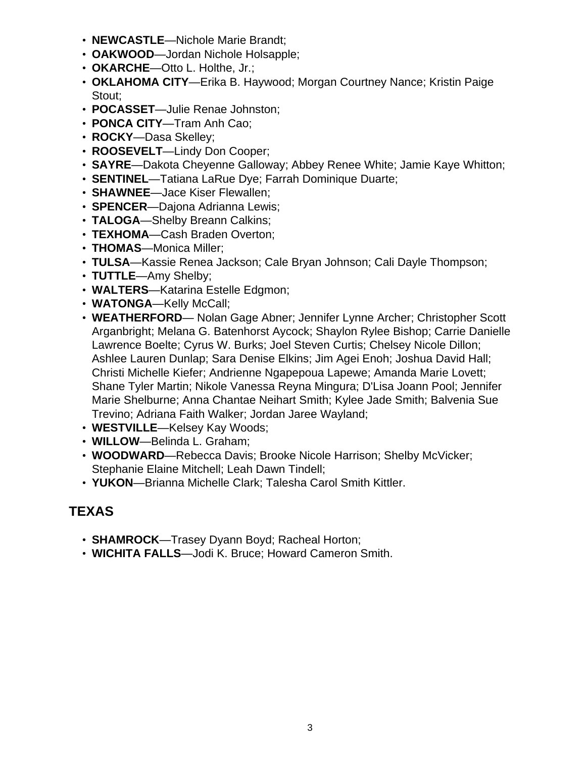- **NEWCASTLE**—Nichole Marie Brandt;
- **OAKWOOD**—Jordan Nichole Holsapple;
- **OKARCHE**—Otto L. Holthe, Jr.;
- **OKLAHOMA CITY**—Erika B. Haywood; Morgan Courtney Nance; Kristin Paige Stout;
- **POCASSET**—Julie Renae Johnston;
- **PONCA CITY**—Tram Anh Cao;
- **ROCKY**—Dasa Skelley;
- **ROOSEVELT**—Lindy Don Cooper;
- **SAYRE**—Dakota Cheyenne Galloway; Abbey Renee White; Jamie Kaye Whitton;
- **SENTINEL**—Tatiana LaRue Dye; Farrah Dominique Duarte;
- **SHAWNEE**—Jace Kiser Flewallen;
- **SPENCER**—Dajona Adrianna Lewis;
- **TALOGA**—Shelby Breann Calkins;
- **TEXHOMA**—Cash Braden Overton;
- **THOMAS**—Monica Miller;
- **TULSA**—Kassie Renea Jackson; Cale Bryan Johnson; Cali Dayle Thompson;
- **TUTTLE**—Amy Shelby;
- **WALTERS**—Katarina Estelle Edgmon;
- **WATONGA**—Kelly McCall;
- **WEATHERFORD**— Nolan Gage Abner; Jennifer Lynne Archer; Christopher Scott Arganbright; Melana G. Batenhorst Aycock; Shaylon Rylee Bishop; Carrie Danielle Lawrence Boelte; Cyrus W. Burks; Joel Steven Curtis; Chelsey Nicole Dillon; Ashlee Lauren Dunlap; Sara Denise Elkins; Jim Agei Enoh; Joshua David Hall; Christi Michelle Kiefer; Andrienne Ngapepoua Lapewe; Amanda Marie Lovett; Shane Tyler Martin; Nikole Vanessa Reyna Mingura; D'Lisa Joann Pool; Jennifer Marie Shelburne; Anna Chantae Neihart Smith; Kylee Jade Smith; Balvenia Sue Trevino; Adriana Faith Walker; Jordan Jaree Wayland;
- **WESTVILLE**—Kelsey Kay Woods;
- **WILLOW**—Belinda L. Graham;
- **WOODWARD**—Rebecca Davis; Brooke Nicole Harrison; Shelby McVicker; Stephanie Elaine Mitchell; Leah Dawn Tindell;
- **YUKON**—Brianna Michelle Clark; Talesha Carol Smith Kittler.

## TEXAS

- **SHAMROCK**—Trasey Dyann Boyd; Racheal Horton;
- **WICHITA FALLS**—Jodi K. Bruce; Howard Cameron Smith.